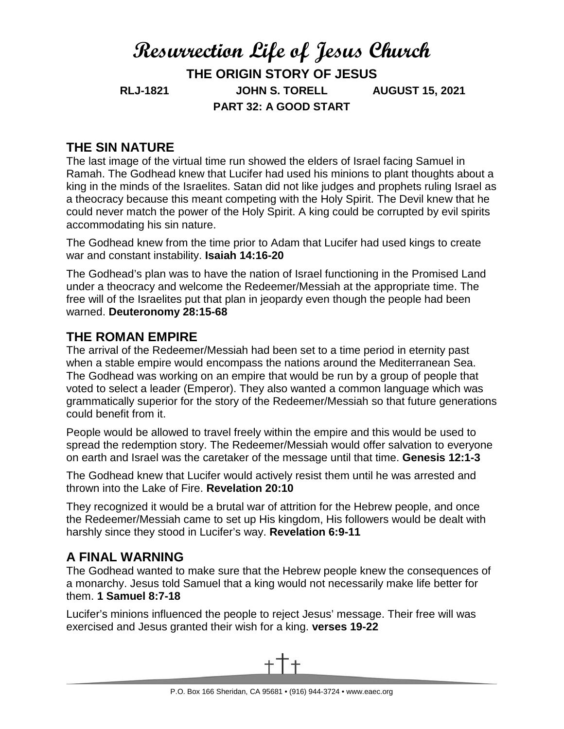# Resurrection Life of Jesus Church

**THE ORIGIN STORY OF JESUS**

**RLJ-1821 JOHN S. TORELL AUGUST 15, 2021**

**PART 32: A GOOD START**

## THE SIN NATURE

The last image of the virtual time run showed the elders of Israel facing Samuel in Ramah. The Godhead knew that Lucifer had used his minions to plant thoughts about a king in the minds of the Israelites. Satan did not like judges and prophets ruling Israel as a theocracy because this meant competing with the Holy Spirit. The Devil knew that he could never match the power of the Holy Spirit. A king could be corrupted by evil spirits accommodating his sin nature.

The Godhead knew from the time prior to Adam that Lucifer had used kings to create war and constant instability. **Isaiah 14:16-20**

The Godhead's plan was to have the nation of Israel functioning in the Promised Land under a theocracy and welcome the Redeemer/Messiah at the appropriate time. The free will of the Israelites put that plan in jeopardy even though the people had been warned. **Deuteronomy 28:15-68**

## THE ROMAN EMPIRE

The arrival of the Redeemer/Messiah had been set to a time period in eternity past when a stable empire would encompass the nations around the Mediterranean Sea. The Godhead was working on an empire that would be run by a group of people that voted to select a leader (Emperor). They also wanted a common language which was grammatically superior for the story of the Redeemer/Messiah so that future generations could benefit from it.

People would be allowed to travel freely within the empire and this would be used to spread the redemption story. The Redeemer/Messiah would offer salvation to everyone on earth and Israel was the caretaker of the message until that time. **Genesis 12:1-3**

The Godhead knew that Lucifer would actively resist them until he was arrested and thrown into the Lake of Fire. **Revelation 20:10**

They recognized it would be a brutal war of attrition for the Hebrew people, and once the Redeemer/Messiah came to set up His kingdom, His followers would be dealt with harshly since they stood in Lucifer's way. **Revelation 6:9-11**

## A FINAL WARNING

The Godhead wanted to make sure that the Hebrew people knew the consequences of a monarchy. Jesus told Samuel that a king would not necessarily make life better for them. **1 Samuel 8:7-18**

Lucifer's minions influenced the people to reject Jesus' message. Their free will was exercised and Jesus granted their wish for a king. **verses 19-22**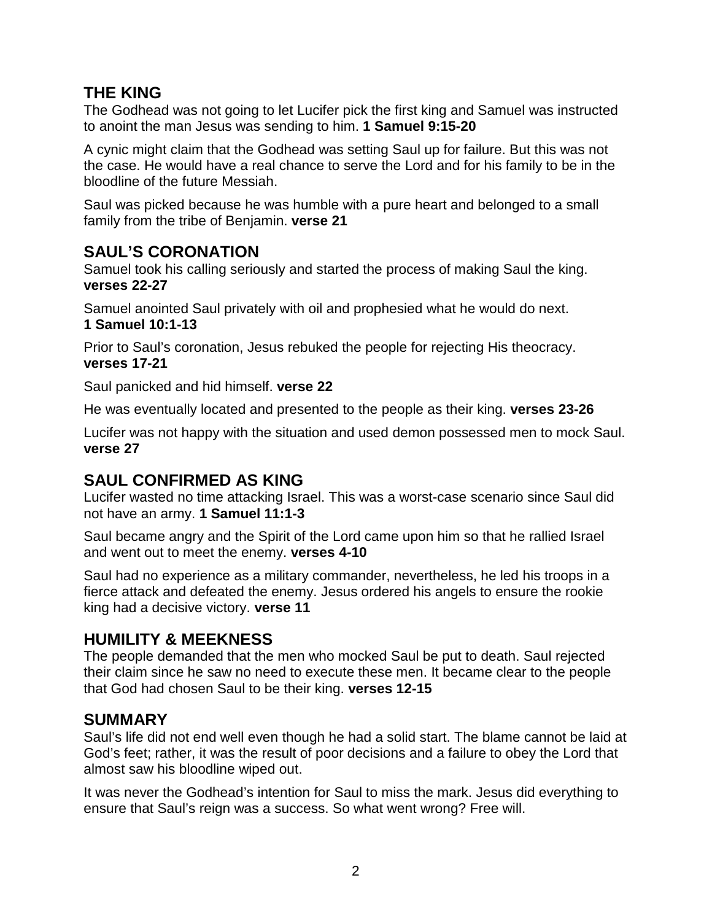## THE KING

The Godhead was not going to let Lucifer pick the first king and Samuel was instructed to anoint the man Jesus was sending to him. **1 Samuel 9:15-20**

A cynic might claim that the Godhead was setting Saul up for failure. But this was not the case. He would have a real chance to serve the Lord and for his family to be in the bloodline of the future Messiah.

Saul was picked because he was humble with a pure heart and belonged to a small family from the tribe of Benjamin. **verse 21**

## SAUL'S CORONATION

Samuel took his calling seriously and started the process of making Saul the king. **verses 22-27**

Samuel anointed Saul privately with oil and prophesied what he would do next. **1 Samuel 10:1-13**

Prior to Saul's coronation, Jesus rebuked the people for rejecting His theocracy. **verses 17-21**

Saul panicked and hid himself. **verse 22**

He was eventually located and presented to the people as their king. **verses 23-26**

Lucifer was not happy with the situation and used demon possessed men to mock Saul. **verse 27**

## SAUL CONFIRMED AS KING

Lucifer wasted no time attacking Israel. This was a worst-case scenario since Saul did not have an army. **1 Samuel 11:1-3**

Saul became angry and the Spirit of the Lord came upon him so that he rallied Israel and went out to meet the enemy. **verses 4-10**

Saul had no experience as a military commander, nevertheless, he led his troops in a fierce attack and defeated the enemy. Jesus ordered his angels to ensure the rookie king had a decisive victory. **verse 11**

## HUMILITY & MEEKNESS

The people demanded that the men who mocked Saul be put to death. Saul rejected their claim since he saw no need to execute these men. It became clear to the people that God had chosen Saul to be their king. **verses 12-15**

## SUMMARY

Saul's life did not end well even though he had a solid start. The blame cannot be laid at God's feet; rather, it was the result of poor decisions and a failure to obey the Lord that almost saw his bloodline wiped out.

It was never the Godhead's intention for Saul to miss the mark. Jesus did everything to ensure that Saul's reign was a success. So what went wrong? Free will.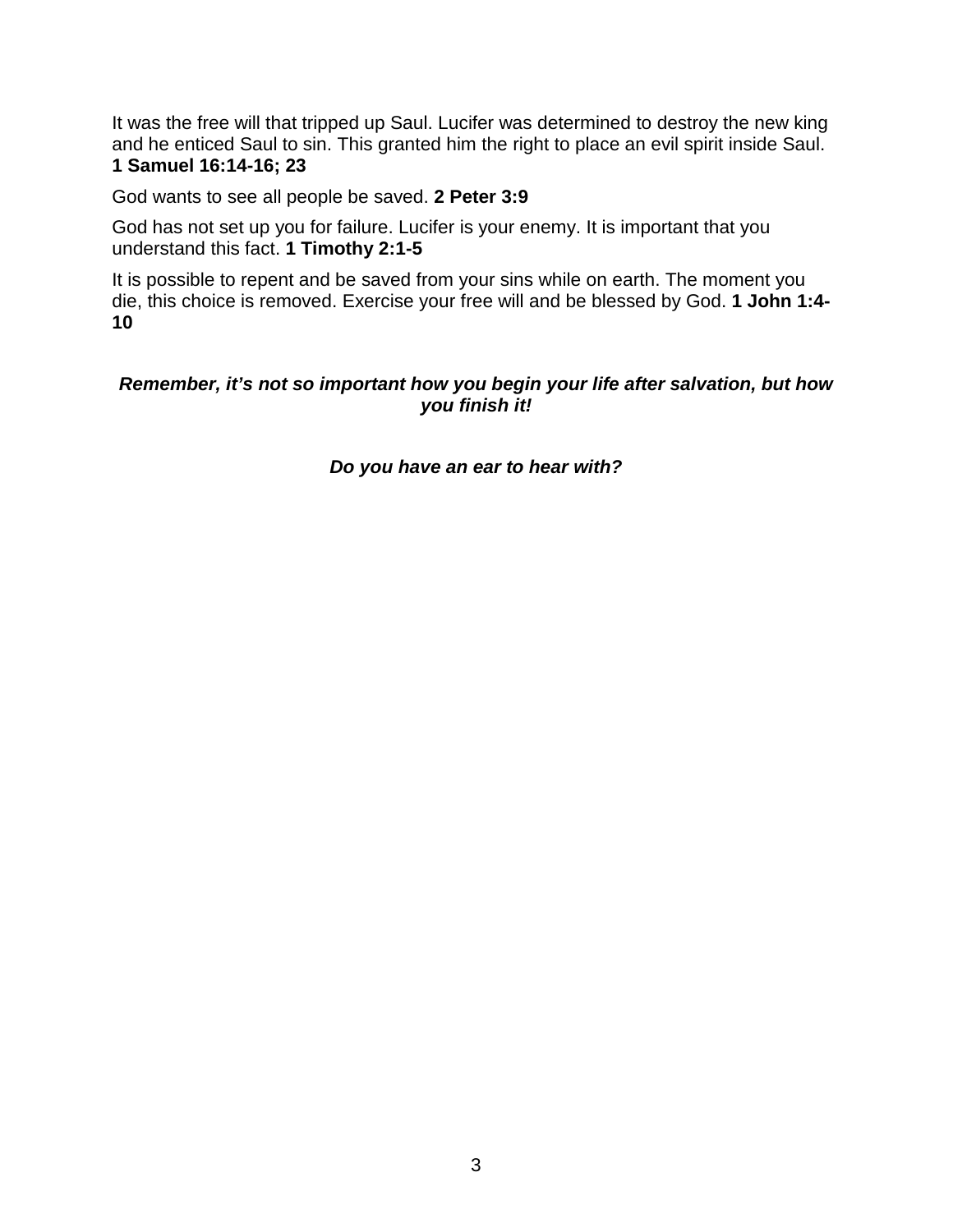It was the free will that tripped up Saul. Lucifer was determined to destroy the new king and he enticed Saul to sin. This granted him the right to place an evil spirit inside Saul. **1 Samuel 16:14-16; 23**

God wants to see all people be saved. **2 Peter 3:9**

God has not set up you for failure. Lucifer is your enemy. It is important that you understand this fact. **1 Timothy 2:1-5**

It is possible to repent and be saved from your sins while on earth. The moment you die, this choice is removed. Exercise your free will and be blessed by God. **1 John 1:4-10**

***Remember, it's not so important how you begin your life after salvation, but how you finish it!***

***Do you have an ear to hear with?***